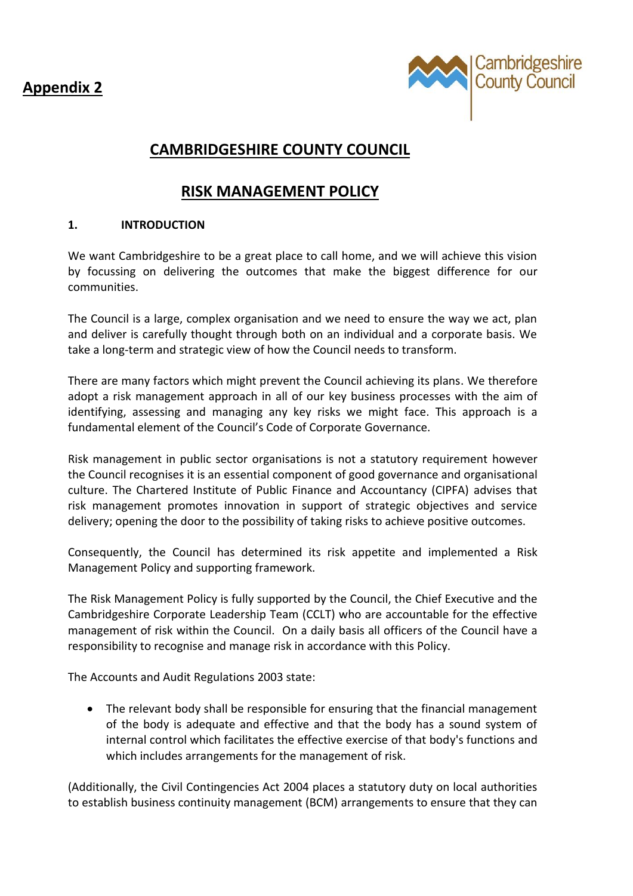**Appendix 2**

# CAMBRIDGESHIRE COUNTY COUNCIL

## RISK MANAGEMENT POLICY

### 1. INTRODUCTION

We want Cambridgeshire to be a great place to call home, and we will achieve this vision by focussing on delivering the outcomes that make the biggest difference for our communities.

The Council is a large, complex organisation and we need to ensure the way we act, plan and deliver is carefully thought through both on an individual and a corporate basis. We take a long-term and strategic view of how the Council needs to transform.

There are many factors which might prevent the Council achieving its plans. We therefore adopt a risk management approach in all of our key business processes with the aim of identifying, assessing and managing any key risks we might face. This approach is a fundamental element of the Council's Code of Corporate Governance.

Risk management in public sector organisations is not a statutory requirement however the Council recognises it is an essential component of good governance and organisational culture. The Chartered Institute of Public Finance and Accountancy (CIPFA) advises that risk management promotes innovation in support of strategic objectives and service delivery; opening the door to the possibility of taking risks to achieve positive outcomes.

Consequently, the Council has determined its risk appetite and implemented a Risk Management Policy and supporting framework.

The Risk Management Policy is fully supported by the Council, the Chief Executive and the Cambridgeshire Corporate Leadership Team (CCLT) who are accountable for the effective management of risk within the Council. On a daily basis all officers of the Council have a responsibility to recognise and manage risk in accordance with this Policy.

The Accounts and Audit Regulations 2003 state:

- The relevant body shall be responsible for ensuring that the financial management of the body is adequate and effective and that the body has a sound system of internal control which facilitates the effective exercise of that body's functions and which includes arrangements for the management of risk.

(Additionally, the Civil Contingencies Act 2004 places a statutory duty on local authorities to establish business continuity management (BCM) arrangements to ensure that they can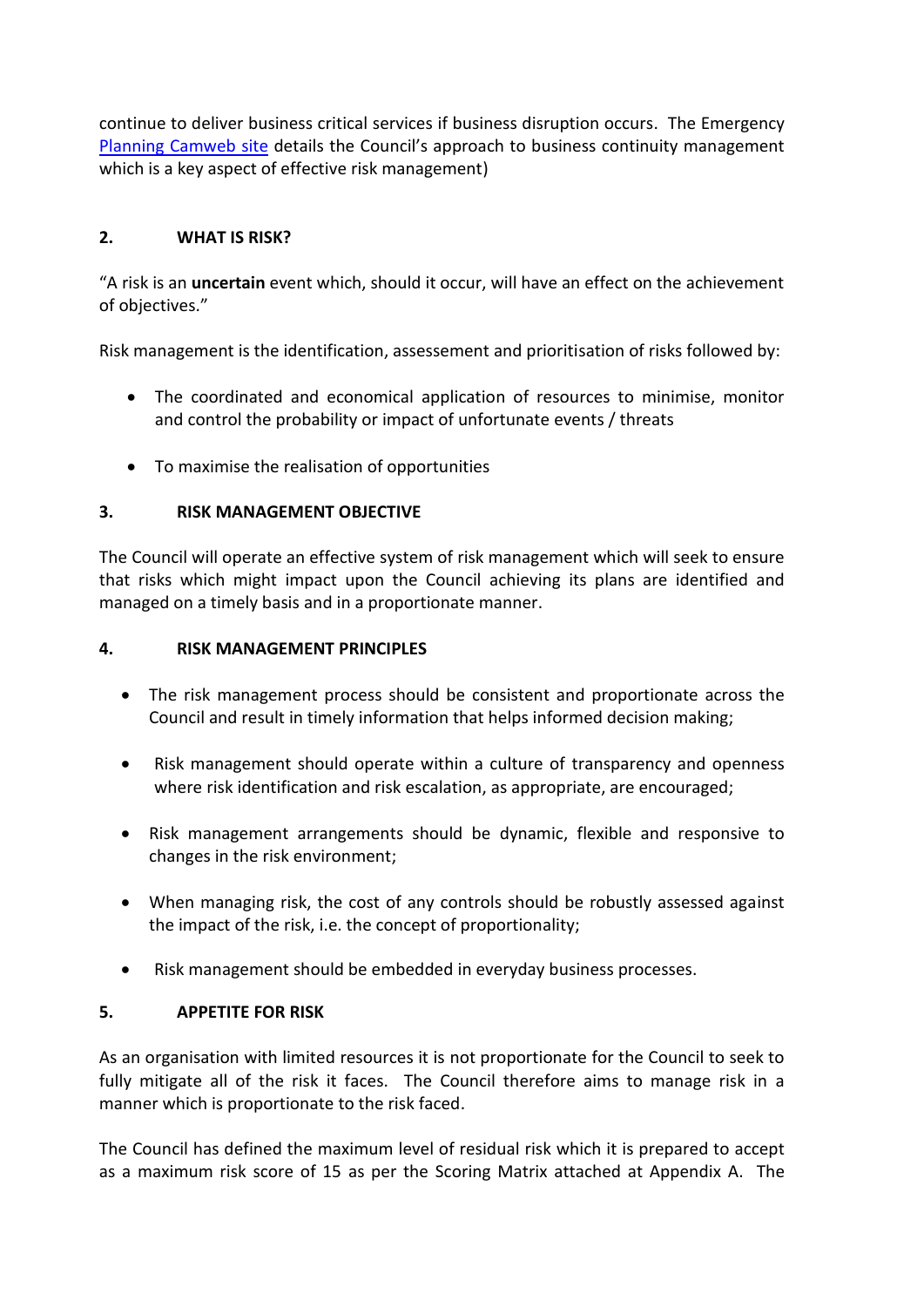continue to deliver business critical services if business disruption occurs. The Emergency [Planning Camweb site](Planning Camweb site) details the Council's approach to business continuity management which is a key aspect of effective risk management)

## 2. WHAT IS RISK?

"A risk is an **uncertain** event which, should it occur, will have an effect on the achievement of objectives."

Risk management is the identification, assessement and prioritisation of risks followed by:

- The coordinated and economical application of resources to minimise, monitor and control the probability or impact of unfortunate events / threats
- To maximise the realisation of opportunities

## 3. RISK MANAGEMENT OBJECTIVE

The Council will operate an effective system of risk management which will seek to ensure that risks which might impact upon the Council achieving its plans are identified and managed on a timely basis and in a proportionate manner.

## 4. RISK MANAGEMENT PRINCIPLES

- The risk management process should be consistent and proportionate across the Council and result in timely information that helps informed decision making;
- Risk management should operate within a culture of transparency and openness where risk identification and risk escalation, as appropriate, are encouraged;
- Risk management arrangements should be dynamic, flexible and responsive to changes in the risk environment;
- When managing risk, the cost of any controls should be robustly assessed against the impact of the risk, i.e. the concept of proportionality;
- Risk management should be embedded in everyday business processes.

## 5. APPETITE FOR RISK

As an organisation with limited resources it is not proportionate for the Council to seek to fully mitigate all of the risk it faces. The Council therefore aims to manage risk in a manner which is proportionate to the risk faced.

The Council has defined the maximum level of residual risk which it is prepared to accept as a maximum risk score of 15 as per the Scoring Matrix attached at Appendix A. The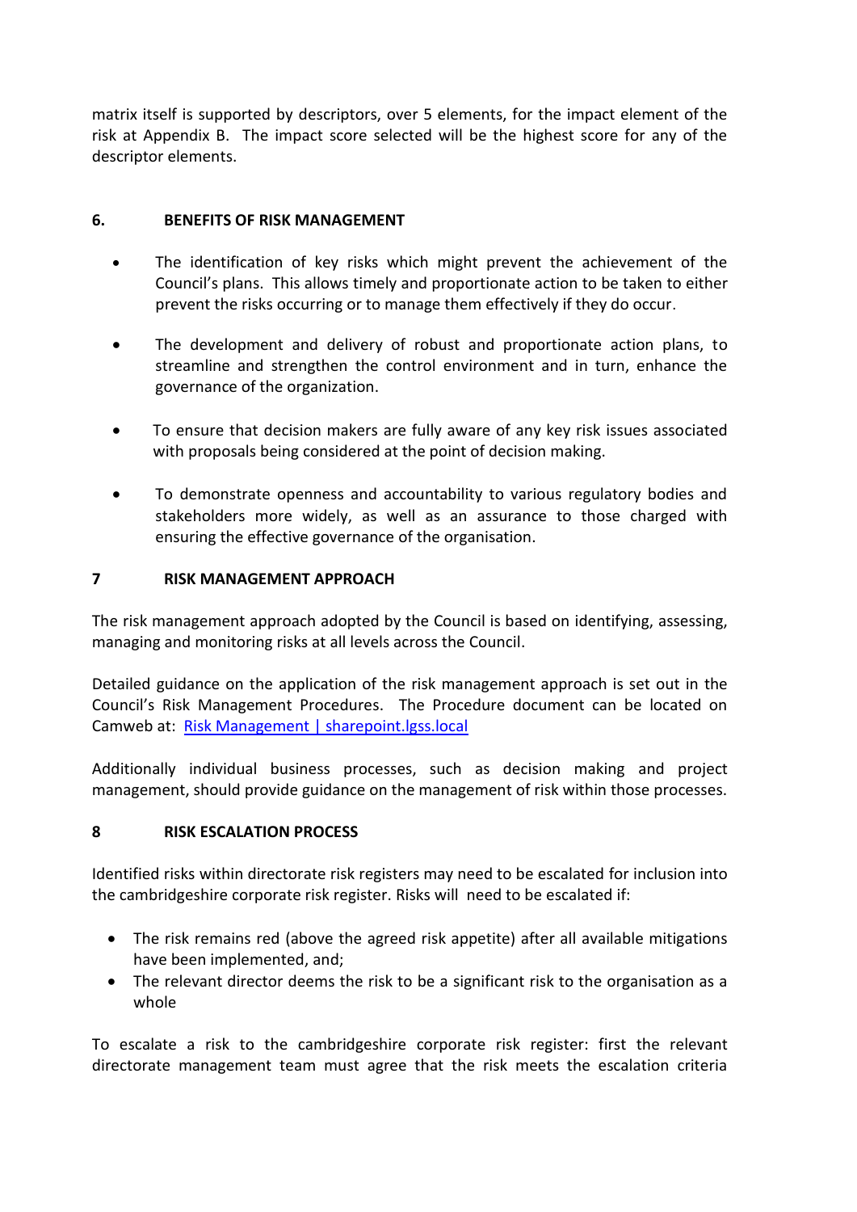matrix itself is supported by descriptors, over 5 elements, for the impact element of the risk at Appendix B. The impact score selected will be the highest score for any of the descriptor elements.

## 6. BENEFITS OF RISK MANAGEMENT

- The identification of key risks which might prevent the achievement of the Council's plans. This allows timely and proportionate action to be taken to either prevent the risks occurring or to manage them effectively if they do occur.
- The development and delivery of robust and proportionate action plans, to streamline and strengthen the control environment and in turn, enhance the governance of the organization.
- To ensure that decision makers are fully aware of any key risk issues associated with proposals being considered at the point of decision making.
- To demonstrate openness and accountability to various regulatory bodies and stakeholders more widely, as well as an assurance to those charged with ensuring the effective governance of the organisation.

## 7 RISK MANAGEMENT APPROACH

The risk management approach adopted by the Council is based on identifying, assessing, managing and monitoring risks at all levels across the Council.

Detailed guidance on the application of the risk management approach is set out in the Council's Risk Management Procedures. The Procedure document can be located on Camweb at: [Risk Management | sharepoint.lgss.local]

Additionally individual business processes, such as decision making and project management, should provide guidance on the management of risk within those processes.

## 8 RISK ESCALATION PROCESS

Identified risks within directorate risk registers may need to be escalated for inclusion into the cambridgeshire corporate risk register. Risks will need to be escalated if:

- The risk remains red (above the agreed risk appetite) after all available mitigations have been implemented, and;
- The relevant director deems the risk to be a significant risk to the organisation as a whole

To escalate a risk to the cambridgeshire corporate risk register: first the relevant directorate management team must agree that the risk meets the escalation criteria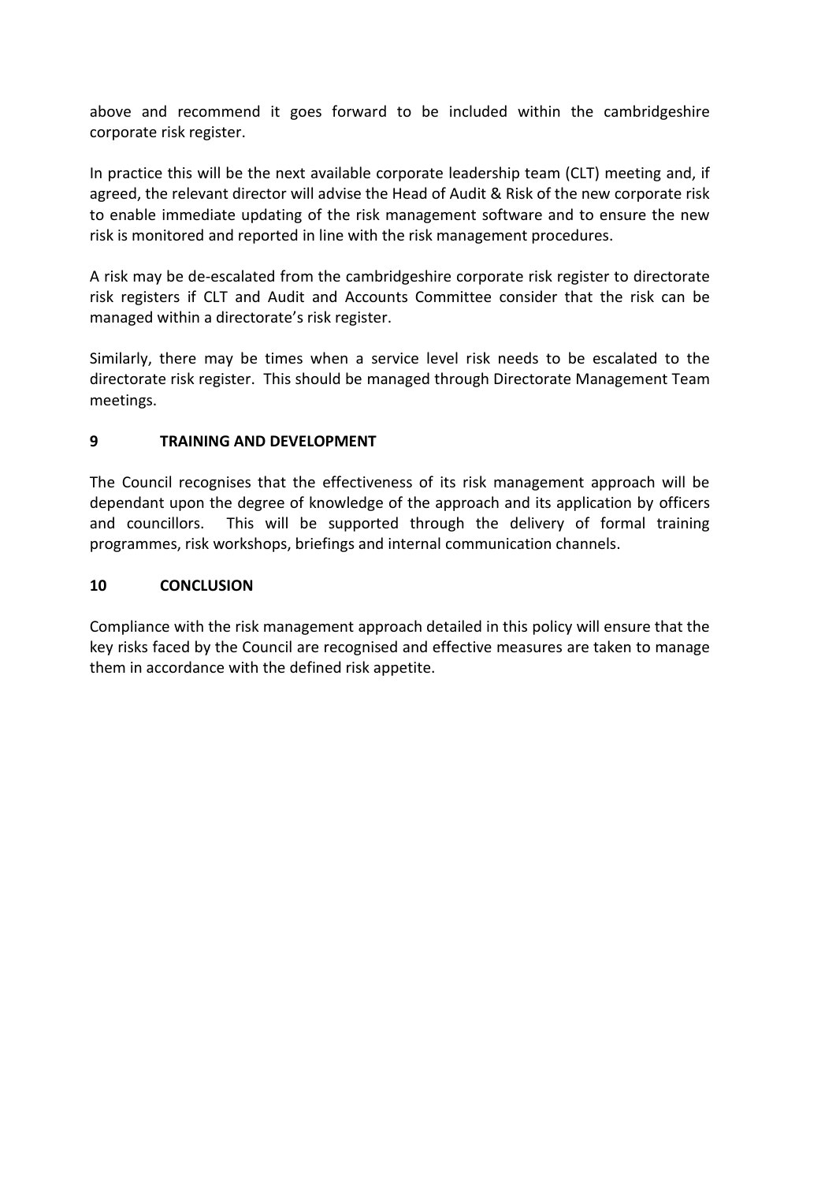above and recommend it goes forward to be included within the cambridgeshire corporate risk register.

In practice this will be the next available corporate leadership team (CLT) meeting and, if agreed, the relevant director will advise the Head of Audit & Risk of the new corporate risk to enable immediate updating of the risk management software and to ensure the new risk is monitored and reported in line with the risk management procedures.

A risk may be de-escalated from the cambridgeshire corporate risk register to directorate risk registers if CLT and Audit and Accounts Committee consider that the risk can be managed within a directorate's risk register.

Similarly, there may be times when a service level risk needs to be escalated to the directorate risk register. This should be managed through Directorate Management Team meetings.

## 9 TRAINING AND DEVELOPMENT

The Council recognises that the effectiveness of its risk management approach will be dependant upon the degree of knowledge of the approach and its application by officers and councillors. This will be supported through the delivery of formal training programmes, risk workshops, briefings and internal communication channels.

## 10 CONCLUSION

Compliance with the risk management approach detailed in this policy will ensure that the key risks faced by the Council are recognised and effective measures are taken to manage them in accordance with the defined risk appetite.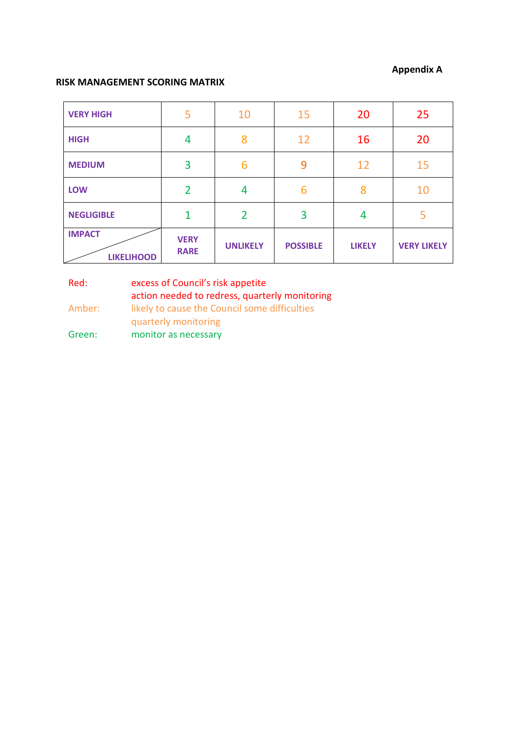**Appendix A**

**RISK MANAGEMENT SCORING MATRIX**

| | | | | | |
|---|---|---|---|---|---|
| **VERY HIGH** | 5 | 10 | 15 | 20 | 25 |
| **HIGH** | 4 | 8 | 12 | 16 | 20 |
| **MEDIUM** | 3 | 6 | 9 | 12 | 15 |
| **LOW** | 2 | 4 | 6 | 8 | 10 |
| **NEGLIGIBLE** | 1 | 2 | 3 | 4 | 5 |
| **IMPACT** / **LIKELIHOOD** | **VERY RARE** | **UNLIKELY** | **POSSIBLE** | **LIKELY** | **VERY LIKELY** |

Red: excess of Council's risk appetite
action needed to redress, quarterly monitoring

Amber: likely to cause the Council some difficulties
quarterly monitoring

Green: monitor as necessary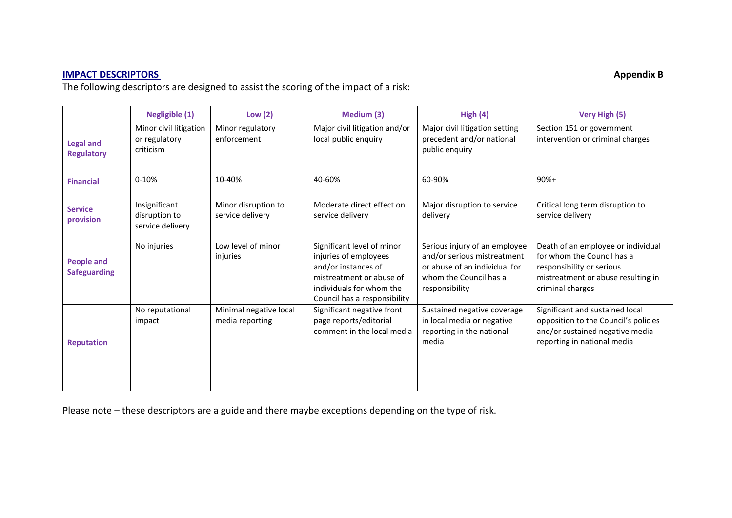## IMPACT DESCRIPTORS

**Appendix B**

The following descriptors are designed to assist the scoring of the impact of a risk:

| | Negligible (1) | Low (2) | Medium (3) | High (4) | Very High (5) |
|---|---|---|---|---|---|
| **Legal and Regulatory** | Minor civil litigation or regulatory criticism | Minor regulatory enforcement | Major civil litigation and/or local public enquiry | Major civil litigation setting precedent and/or national public enquiry | Section 151 or government intervention or criminal charges |
| **Financial** | 0-10% | 10-40% | 40-60% | 60-90% | 90%+ |
| **Service provision** | Insignificant disruption to service delivery | Minor disruption to service delivery | Moderate direct effect on service delivery | Major disruption to service delivery | Critical long term disruption to service delivery |
| **People and Safeguarding** | No injuries | Low level of minor injuries | Significant level of minor injuries of employees and/or instances of mistreatment or abuse of individuals for whom the Council has a responsibility | Serious injury of an employee and/or serious mistreatment or abuse of an individual for whom the Council has a responsibility | Death of an employee or individual for whom the Council has a responsibility or serious mistreatment or abuse resulting in criminal charges |
| **Reputation** | No reputational impact | Minimal negative local media reporting | Significant negative front page reports/editorial comment in the local media | Sustained negative coverage in local media or negative reporting in the national media | Significant and sustained local opposition to the Council's policies and/or sustained negative media reporting in national media |

Please note – these descriptors are a guide and there maybe exceptions depending on the type of risk.